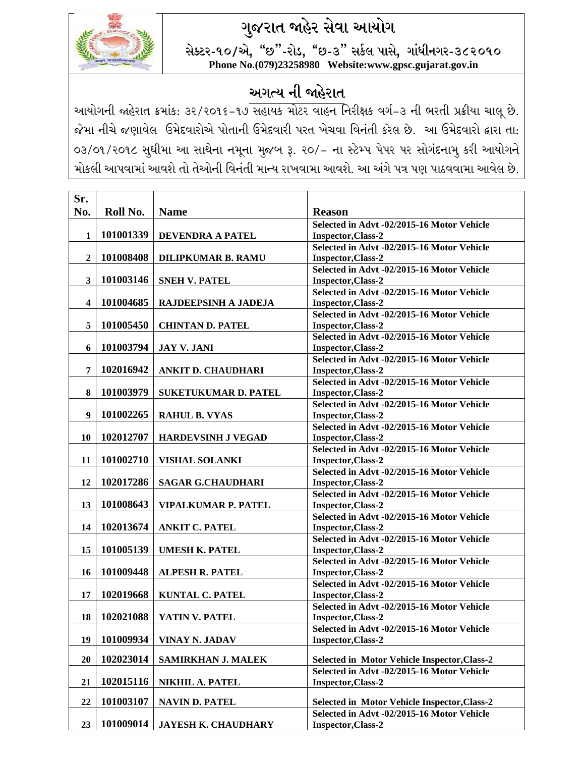# ગુજરાત જાહેર સેવા આયોગ

સેક્ટર-૧૦/એ, "છ"-રોડ, "છ-૩" સર્કલ પાસે, ગાંધીનગર-૩૮૨૦૧૦
**Phone No.(079)23258980 Website:www.gpsc.gujarat.gov.in**

## અગત્ય ની જાહેરાત

આયોગની જાહેરાત ક્રમાંક: ૩૨/૨૦૧૬–૧૭ સહાયક મોટર વાહન નિરીક્ષક વર્ગ–૩ ની ભરતી પ્રક્રીયા ચાલૂ છે. જેમા નીચે જણાવેલ ઉમેદવારોએ પોતાની ઉમેદવારી પરત ખેચવા વિનંતી કરેલ છે. આ ઉમેદવારો દ્વારા તા: ૦૩/૦૧/૨૦૧૮ સુધીમા આ સાથેના નમૂના મુજબ રૂ. ૨૦/– ના સ્ટેમ્પ પેપર પર સોગંદનામુ કરી આયોગને મોકલી આપવામાં આવશે તો તેઓની વિનંતી માન્ય રાખવામા આવશે. આ અંગે પત્ર પણ પાઠવવામા આવેલ છે.

| Sr. No. | Roll No. | Name | Reason |
|---|---|---|---|
| 1 | 101001339 | DEVENDRA A PATEL | Selected in Advt -02/2015-16 Motor Vehicle Inspector,Class-2 |
| 2 | 101008408 | DILIPKUMAR B. RAMU | Selected in Advt -02/2015-16 Motor Vehicle Inspector,Class-2 |
| 3 | 101003146 | SNEH V. PATEL | Selected in Advt -02/2015-16 Motor Vehicle Inspector,Class-2 |
| 4 | 101004685 | RAJDEEPSINH A JADEJA | Selected in Advt -02/2015-16 Motor Vehicle Inspector,Class-2 |
| 5 | 101005450 | CHINTAN D. PATEL | Selected in Advt -02/2015-16 Motor Vehicle Inspector,Class-2 |
| 6 | 101003794 | JAY V. JANI | Selected in Advt -02/2015-16 Motor Vehicle Inspector,Class-2 |
| 7 | 102016942 | ANKIT D. CHAUDHARI | Selected in Advt -02/2015-16 Motor Vehicle Inspector,Class-2 |
| 8 | 101003979 | SUKETUKUMAR D. PATEL | Selected in Advt -02/2015-16 Motor Vehicle Inspector,Class-2 |
| 9 | 101002265 | RAHUL B. VYAS | Selected in Advt -02/2015-16 Motor Vehicle Inspector,Class-2 |
| 10 | 102012707 | HARDEVSINH J VEGAD | Selected in Advt -02/2015-16 Motor Vehicle Inspector,Class-2 |
| 11 | 101002710 | VISHAL SOLANKI | Selected in Advt -02/2015-16 Motor Vehicle Inspector,Class-2 |
| 12 | 102017286 | SAGAR G.CHAUDHARI | Selected in Advt -02/2015-16 Motor Vehicle Inspector,Class-2 |
| 13 | 101008643 | VIPALKUMAR P. PATEL | Selected in Advt -02/2015-16 Motor Vehicle Inspector,Class-2 |
| 14 | 102013674 | ANKIT C. PATEL | Selected in Advt -02/2015-16 Motor Vehicle Inspector,Class-2 |
| 15 | 101005139 | UMESH K. PATEL | Selected in Advt -02/2015-16 Motor Vehicle Inspector,Class-2 |
| 16 | 101009448 | ALPESH R. PATEL | Selected in Advt -02/2015-16 Motor Vehicle Inspector,Class-2 |
| 17 | 102019668 | KUNTAL C. PATEL | Selected in Advt -02/2015-16 Motor Vehicle Inspector,Class-2 |
| 18 | 102021088 | YATIN V. PATEL | Selected in Advt -02/2015-16 Motor Vehicle Inspector,Class-2 |
| 19 | 101009934 | VINAY N. JADAV | Selected in Advt -02/2015-16 Motor Vehicle Inspector,Class-2 |
| 20 | 102023014 | SAMIRKHAN J. MALEK | Selected in Motor Vehicle Inspector,Class-2 |
| 21 | 102015116 | NIKHIL A. PATEL | Selected in Advt -02/2015-16 Motor Vehicle Inspector,Class-2 |
| 22 | 101003107 | NAVIN D. PATEL | Selected in Motor Vehicle Inspector,Class-2 |
| 23 | 101009014 | JAYESH K. CHAUDHARY | Selected in Advt -02/2015-16 Motor Vehicle Inspector,Class-2 |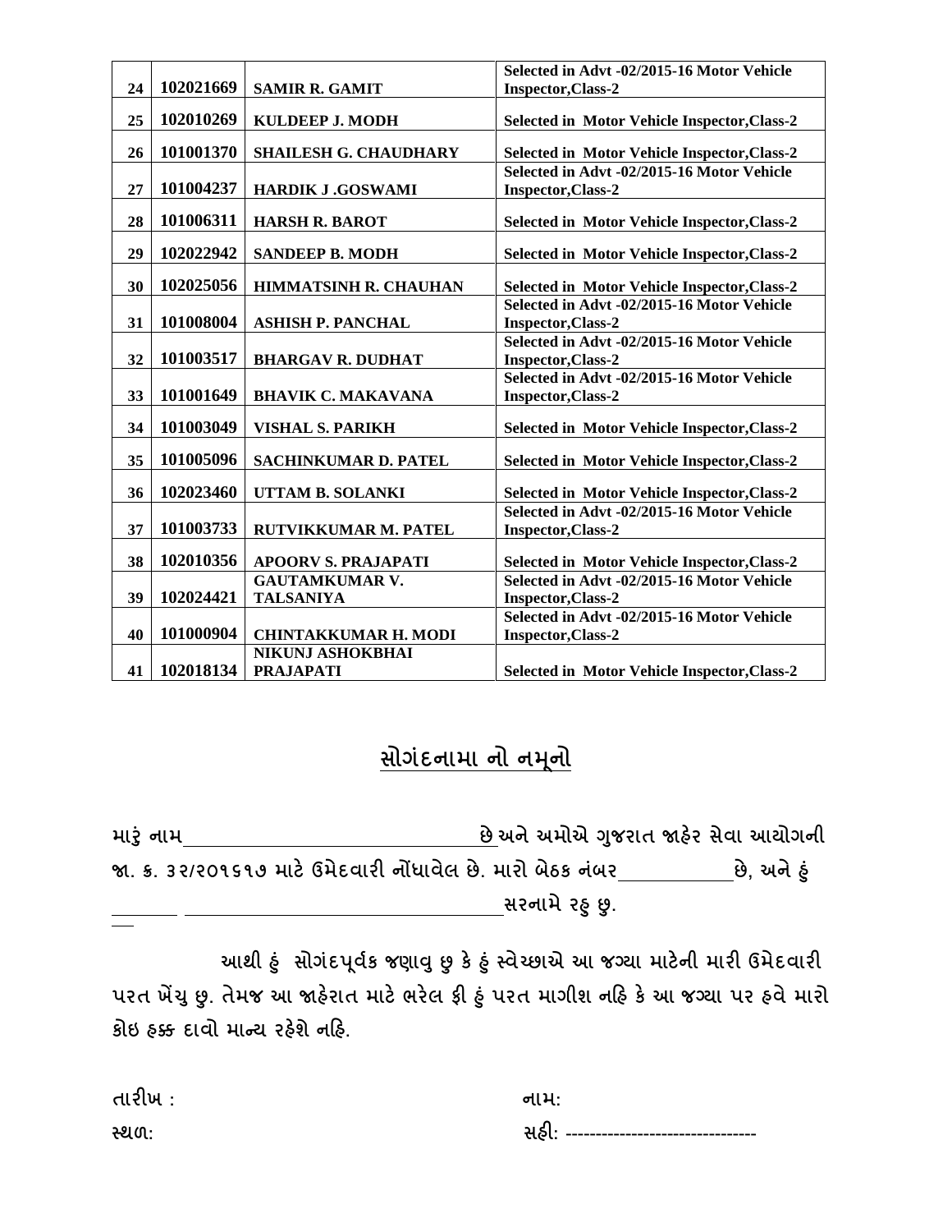| | | | |
|---|---|---|---|
| 24 | 102021669 | SAMIR R. GAMIT | Selected in Advt -02/2015-16 Motor Vehicle Inspector,Class-2 |
| 25 | 102010269 | KULDEEP J. MODH | Selected in Motor Vehicle Inspector,Class-2 |
| 26 | 101001370 | SHAILESH G. CHAUDHARY | Selected in Motor Vehicle Inspector,Class-2 |
| 27 | 101004237 | HARDIK J .GOSWAMI | Selected in Advt -02/2015-16 Motor Vehicle Inspector,Class-2 |
| 28 | 101006311 | HARSH R. BAROT | Selected in Motor Vehicle Inspector,Class-2 |
| 29 | 102022942 | SANDEEP B. MODH | Selected in Motor Vehicle Inspector,Class-2 |
| 30 | 102025056 | HIMMATSINH R. CHAUHAN | Selected in Motor Vehicle Inspector,Class-2 |
| 31 | 101008004 | ASHISH P. PANCHAL | Selected in Advt -02/2015-16 Motor Vehicle Inspector,Class-2 |
| 32 | 101003517 | BHARGAV R. DUDHAT | Selected in Advt -02/2015-16 Motor Vehicle Inspector,Class-2 |
| 33 | 101001649 | BHAVIK C. MAKAVANA | Selected in Advt -02/2015-16 Motor Vehicle Inspector,Class-2 |
| 34 | 101003049 | VISHAL S. PARIKH | Selected in Motor Vehicle Inspector,Class-2 |
| 35 | 101005096 | SACHINKUMAR D. PATEL | Selected in Motor Vehicle Inspector,Class-2 |
| 36 | 102023460 | UTTAM B. SOLANKI | Selected in Motor Vehicle Inspector,Class-2 |
| 37 | 101003733 | RUTVIKKUMAR M. PATEL | Selected in Advt -02/2015-16 Motor Vehicle Inspector,Class-2 |
| 38 | 102010356 | APOORV S. PRAJAPATI | Selected in Motor Vehicle Inspector,Class-2 |
| 39 | 102024421 | GAUTAMKUMAR V. TALSANIYA | Selected in Advt -02/2015-16 Motor Vehicle Inspector,Class-2 |
| 40 | 101000904 | CHINTAKKUMAR H. MODI | Selected in Advt -02/2015-16 Motor Vehicle Inspector,Class-2 |
| 41 | 102018134 | NIKUNJ ASHOKBHAI PRAJAPATI | Selected in Motor Vehicle Inspector,Class-2 |

## સોગંદનામા નો નમૂનો

મારૂં નામ\_\_\_\_\_\_\_\_\_\_\_\_\_\_\_\_\_\_\_\_\_\_\_\_\_\_\_\_\_\_ છે અને અમોએ ગુજરાત જાહેર સેવા આયોગની જા. ક્ર. ૩૨/૨૦૧૬૧૭ માટે ઉમેદવારી નોંધાવેલ છે. મારો બેઠક નંબર\_\_\_\_\_\_\_\_\_\_\_\_ છે, અને હું \_\_\_\_\_\_\_ \_\_\_\_\_\_\_\_\_\_\_\_\_\_\_\_\_\_\_\_\_\_\_\_\_\_\_\_\_\_ સરનામે રહુ છુ.

આથી હું સોગંદપૂર્વક જણાવુ છુ કે હું સ્વેચ્છાએ આ જગ્યા માટેની મારી ઉમેદવારી પરત ખેંચુ છુ. તેમજ આ જાહેરાત માટે ભરેલ ફી હું પરત માગીશ નહિ કે આ જગ્યા પર હવે મારો કોઇ હક્ક દાવો માન્ય રહેશે નહિ.

તારીખ :

સ્થળ:

નામ:

સહી: --------------------------------